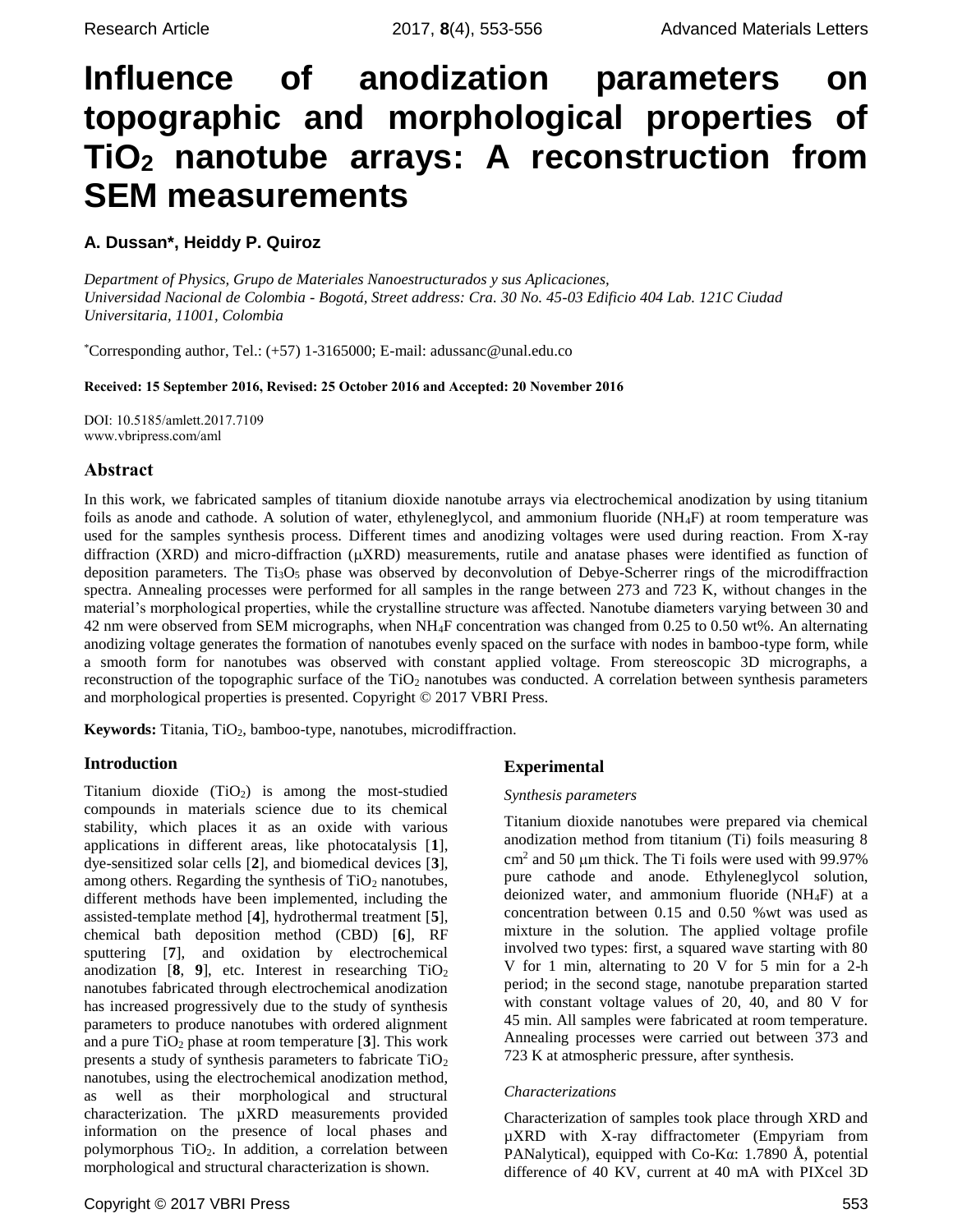# Influence of anodization parameters on topographic and morphological properties of $TiO_2$ nanotube arrays: A reconstruction from SEM measurements

**A. Dussan*, Heiddy P. Quiroz**

*Department of Physics, Grupo de Materiales Nanoestructurados y sus Aplicaciones, Universidad Nacional de Colombia - Bogotá, Street address: Cra. 30 No. 45-03 Edificio 404 Lab. 121C Ciudad Universitaria, 11001, Colombia*

*Corresponding author, Tel.: (+57) 1-3165000; E-mail: adussanc@unal.edu.co

**Received: 15 September 2016, Revised: 25 October 2016 and Accepted: 20 November 2016**

DOI: 10.5185/amlett.2017.7109
www.vbripress.com/aml

## Abstract

In this work, we fabricated samples of titanium dioxide nanotube arrays via electrochemical anodization by using titanium foils as anode and cathode. A solution of water, ethyleneglycol, and ammonium fluoride ($NH_4F$) at room temperature was used for the samples synthesis process. Different times and anodizing voltages were used during reaction. From X-ray diffraction (XRD) and micro-diffraction (μXRD) measurements, rutile and anatase phases were identified as function of deposition parameters. The $Ti_3O_5$ phase was observed by deconvolution of Debye-Scherrer rings of the microdiffraction spectra. Annealing processes were performed for all samples in the range between 273 and 723 K, without changes in the material's morphological properties, while the crystalline structure was affected. Nanotube diameters varying between 30 and 42 nm were observed from SEM micrographs, when $NH_4F$ concentration was changed from 0.25 to 0.50 wt%. An alternating anodizing voltage generates the formation of nanotubes evenly spaced on the surface with nodes in bamboo-type form, while a smooth form for nanotubes was observed with constant applied voltage. From stereoscopic 3D micrographs, a reconstruction of the topographic surface of the $TiO_2$ nanotubes was conducted. A correlation between synthesis parameters and morphological properties is presented. Copyright © 2017 VBRI Press.

**Keywords:** Titania, $TiO_2$, bamboo-type, nanotubes, microdiffraction.

## Introduction

Titanium dioxide ($TiO_2$) is among the most-studied compounds in materials science due to its chemical stability, which places it as an oxide with various applications in different areas, like photocatalysis [**1**], dye-sensitized solar cells [**2**], and biomedical devices [**3**], among others. Regarding the synthesis of $TiO_2$ nanotubes, different methods have been implemented, including the assisted-template method [**4**], hydrothermal treatment [**5**], chemical bath deposition method (CBD) [**6**], RF sputtering [**7**], and oxidation by electrochemical anodization [**8**, **9**], etc. Interest in researching $TiO_2$ nanotubes fabricated through electrochemical anodization has increased progressively due to the study of synthesis parameters to produce nanotubes with ordered alignment and a pure $TiO_2$ phase at room temperature [**3**]. This work presents a study of synthesis parameters to fabricate $TiO_2$ nanotubes, using the electrochemical anodization method, as well as their morphological and structural characterization. The μXRD measurements provided information on the presence of local phases and polymorphous $TiO_2$. In addition, a correlation between morphological and structural characterization is shown.

## Experimental

### *Synthesis parameters*

Titanium dioxide nanotubes were prepared via chemical anodization method from titanium (Ti) foils measuring 8 $cm^2$ and 50 μm thick. The Ti foils were used with 99.97% pure cathode and anode. Ethyleneglycol solution, deionized water, and ammonium fluoride ($NH_4F$) at a concentration between 0.15 and 0.50 %wt was used as mixture in the solution. The applied voltage profile involved two types: first, a squared wave starting with 80 V for 1 min, alternating to 20 V for 5 min for a 2-h period; in the second stage, nanotube preparation started with constant voltage values of 20, 40, and 80 V for 45 min. All samples were fabricated at room temperature. Annealing processes were carried out between 373 and 723 K at atmospheric pressure, after synthesis.

### *Characterizations*

Characterization of samples took place through XRD and μXRD with X-ray diffractometer (Empyriam from PANalytical), equipped with Co-Kα: 1.7890 Å, potential difference of 40 KV, current at 40 mA with PIXcel 3D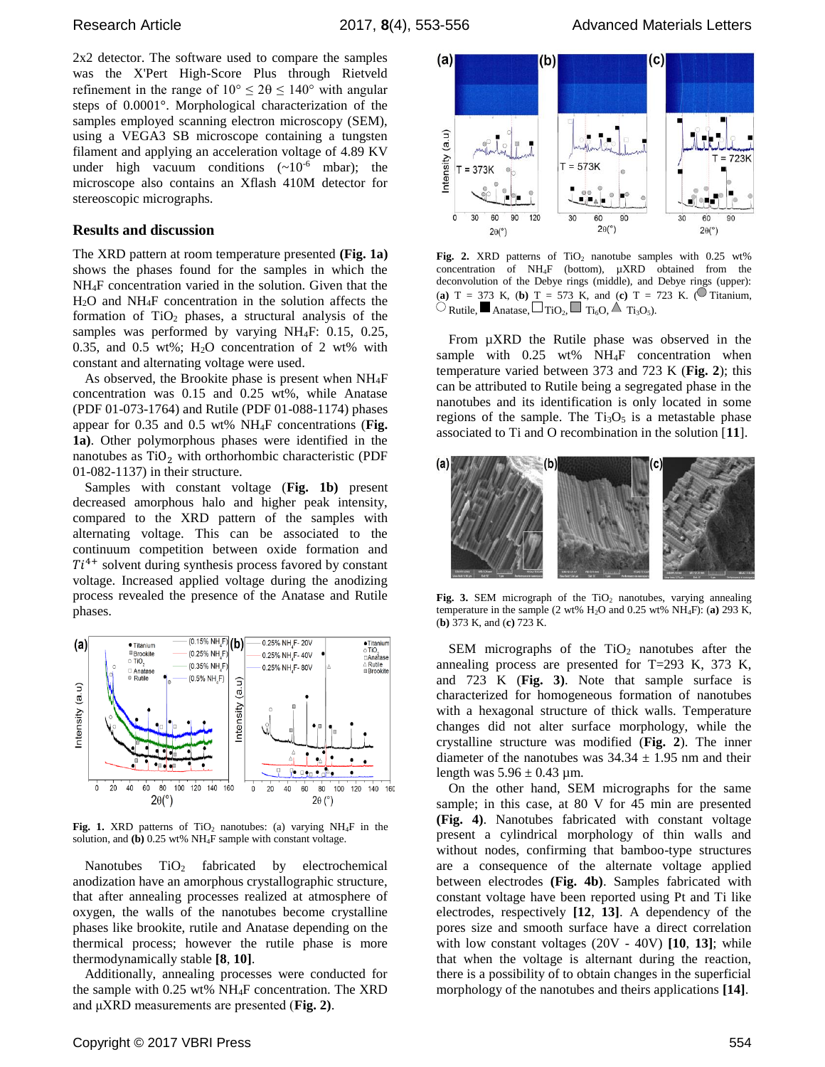2x2 detector. The software used to compare the samples was the X'Pert High-Score Plus through Rietveld refinement in the range of 10° ≤ 2θ ≤ 140° with angular steps of 0.0001°. Morphological characterization of the samples employed scanning electron microscopy (SEM), using a VEGA3 SB microscope containing a tungsten filament and applying an acceleration voltage of 4.89 KV under high vacuum conditions (~$10^{-6}$ mbar); the microscope also contains an Xflash 410M detector for stereoscopic micrographs.

## Results and discussion

The XRD pattern at room temperature presented **(Fig. 1a)** shows the phases found for the samples in which the $NH_4F$ concentration varied in the solution. Given that the $H_2O$ and $NH_4F$ concentration in the solution affects the formation of $TiO_2$ phases, a structural analysis of the samples was performed by varying $NH_4F$: 0.15, 0.25, 0.35, and 0.5 wt%; $H_2O$ concentration of 2 wt% with constant and alternating voltage were used.

As observed, the Brookite phase is present when $NH_4F$ concentration was 0.15 and 0.25 wt%, while Anatase (PDF 01-073-1764) and Rutile (PDF 01-088-1174) phases appear for 0.35 and 0.5 wt% $NH_4F$ concentrations (**Fig. 1a)**. Other polymorphous phases were identified in the nanotubes as $TiO_2$ with orthorhombic characteristic (PDF 01-082-1137) in their structure.

Samples with constant voltage (**Fig. 1b)** present decreased amorphous halo and higher peak intensity, compared to the XRD pattern of the samples with alternating voltage. This can be associated to the continuum competition between oxide formation and $Ti^{4+}$ solvent during synthesis process favored by constant voltage. Increased applied voltage during the anodizing process revealed the presence of the Anatase and Rutile phases.

**Fig. 1.** XRD patterns of $TiO_2$ nanotubes: (a) varying $NH_4F$ in the solution, and **(b)** 0.25 wt% $NH_4F$ sample with constant voltage.

Nanotubes $TiO_2$ fabricated by electrochemical anodization have an amorphous crystallographic structure, that after annealing processes realized at atmosphere of oxygen, the walls of the nanotubes become crystalline phases like brookite, rutile and Anatase depending on the thermical process; however the rutile phase is more thermodynamically stable **[8**, **10]**.

Additionally, annealing processes were conducted for the sample with 0.25 wt% $NH_4F$ concentration. The XRD and μXRD measurements are presented (**Fig. 2)**.

**Fig. 2.** XRD patterns of $TiO_2$ nanotube samples with 0.25 wt% concentration of $NH_4F$ (bottom), μXRD obtained from the deconvolution of the Debye rings (middle), and Debye rings (upper): (**a)** T = 373 K, (**b)** T = 573 K, and (**c)** T = 723 K. (Titanium, Rutile, Anatase, $TiO_2$, $Ti_6O$, $Ti_3O_5$).

From μXRD the Rutile phase was observed in the sample with 0.25 wt% $NH_4F$ concentration when temperature varied between 373 and 723 K (**Fig. 2**); this can be attributed to Rutile being a segregated phase in the nanotubes and its identification is only located in some regions of the sample. The $Ti_3O_5$ is a metastable phase associated to Ti and O recombination in the solution [**11**].

**Fig. 3.** SEM micrograph of the $TiO_2$ nanotubes, varying annealing temperature in the sample (2 wt% $H_2O$ and 0.25 wt% $NH_4F$): (**a)** 293 K, (**b)** 373 K, and (**c)** 723 K.

SEM micrographs of the $TiO_2$ nanotubes after the annealing process are presented for T=293 K, 373 K, and 723 K (**Fig. 3**). Note that sample surface is characterized for homogeneous formation of nanotubes with a hexagonal structure of thick walls. Temperature changes did not alter surface morphology, while the crystalline structure was modified (**Fig. 2**). The inner diameter of the nanotubes was 34.34 ± 1.95 nm and their length was 5.96 ± 0.43 μm.

On the other hand, SEM micrographs for the same sample; in this case, at 80 V for 45 min are presented **(Fig. 4)**. Nanotubes fabricated with constant voltage present a cylindrical morphology of thin walls and without nodes, confirming that bamboo-type structures are a consequence of the alternate voltage applied between electrodes **(Fig. 4b)**. Samples fabricated with constant voltage have been reported using Pt and Ti like electrodes, respectively **[12**, **13]**. A dependency of the pores size and smooth surface have a direct correlation with low constant voltages (20V - 40V) **[10**, **13]**; while that when the voltage is alternant during the reaction, there is a possibility of to obtain changes in the superficial morphology of the nanotubes and theirs applications **[14]**.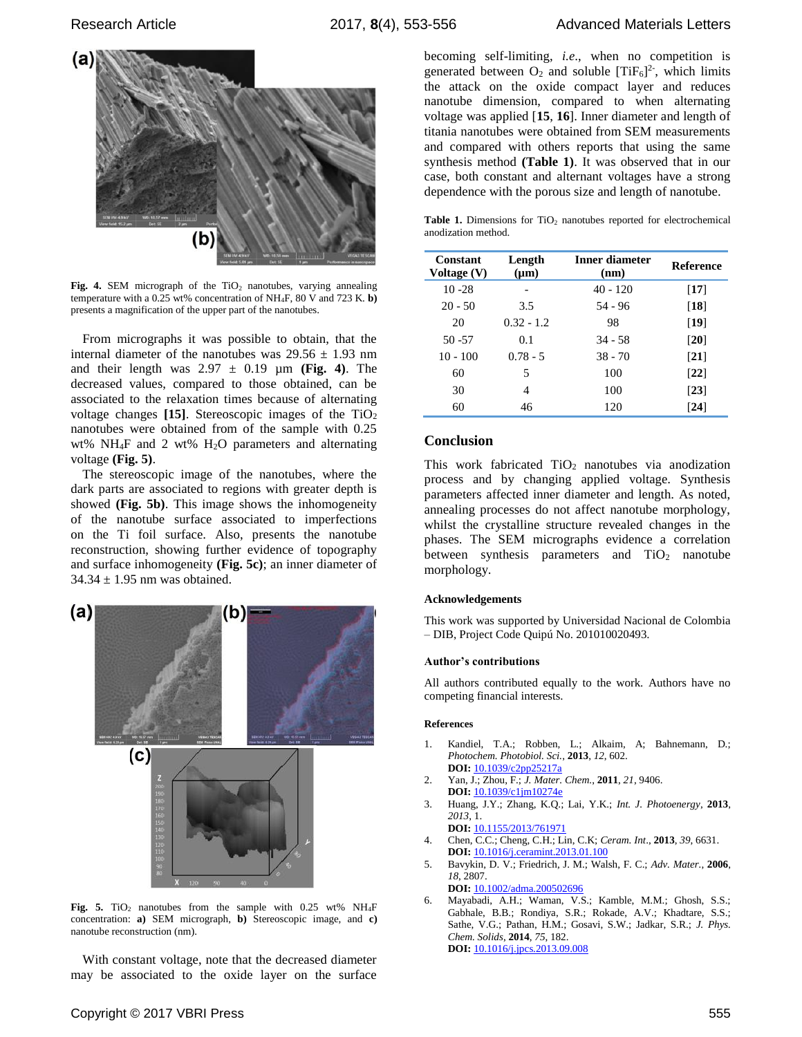Fig. 4. SEM micrograph of the $TiO_2$ nanotubes, varying annealing temperature with a 0.25 wt% concentration of $NH_4F$, 80 V and 723 K. **b)** presents a magnification of the upper part of the nanotubes.

From micrographs it was possible to obtain, that the internal diameter of the nanotubes was 29.56 ± 1.93 nm and their length was 2.97 ± 0.19 µm **(Fig. 4)**. The decreased values, compared to those obtained, can be associated to the relaxation times because of alternating voltage changes **[15]**. Stereoscopic images of the $TiO_2$ nanotubes were obtained from of the sample with 0.25 wt% $NH_4F$ and 2 wt% $H_2O$ parameters and alternating voltage **(Fig. 5)**.

The stereoscopic image of the nanotubes, where the dark parts are associated to regions with greater depth is showed **(Fig. 5b)**. This image shows the inhomogeneity of the nanotube surface associated to imperfections on the Ti foil surface. Also, presents the nanotube reconstruction, showing further evidence of topography and surface inhomogeneity **(Fig. 5c)**; an inner diameter of 34.34 ± 1.95 nm was obtained.

**Fig. 5.** $TiO_2$ nanotubes from the sample with 0.25 wt% $NH_4F$ concentration: **a)** SEM micrograph, **b)** Stereoscopic image, and **c)** nanotube reconstruction (nm).

With constant voltage, note that the decreased diameter may be associated to the oxide layer on the surface becoming self-limiting, *i.e.*, when no competition is generated between $O_2$ and soluble $[TiF_6]^{2-}$, which limits the attack on the oxide compact layer and reduces nanotube dimension, compared to when alternating voltage was applied [**15**, **16**]. Inner diameter and length of titania nanotubes were obtained from SEM measurements and compared with others reports that using the same synthesis method **(Table 1)**. It was observed that in our case, both constant and alternant voltages have a strong dependence with the porous size and length of nanotube.

**Table 1.** Dimensions for $TiO_2$ nanotubes reported for electrochemical anodization method.

| Constant Voltage (V) | Length (µm) | Inner diameter (nm) | Reference |
|---|---|---|---|
| 10 -28 | - | 40 - 120 | [**17**] |
| 20 - 50 | 3.5 | 54 - 96 | [**18**] |
| 20 | 0.32 - 1.2 | 98 | [**19**] |
| 50 -57 | 0.1 | 34 - 58 | [**20**] |
| 10 - 100 | 0.78 - 5 | 38 - 70 | [**21**] |
| 60 | 5 | 100 | [**22**] |
| 30 | 4 | 100 | [**23**] |
| 60 | 46 | 120 | [**24**] |

## Conclusion

This work fabricated $TiO_2$ nanotubes via anodization process and by changing applied voltage. Synthesis parameters affected inner diameter and length. As noted, annealing processes do not affect nanotube morphology, whilst the crystalline structure revealed changes in the phases. The SEM micrographs evidence a correlation between synthesis parameters and $TiO_2$ nanotube morphology.

### Acknowledgements

This work was supported by Universidad Nacional de Colombia – DIB, Project Code Quipú No. 201010020493.

### Author's contributions

All authors contributed equally to the work. Authors have no competing financial interests.

### References

1. Kandiel, T.A.; Robben, L.; Alkaim, A; Bahnemann, D.; *Photochem. Photobiol. Sci.*, **2013**, *12*, 602.
   **DOI:** 10.1039/c2pp25217a
2. Yan, J.; Zhou, F.; *J. Mater. Chem.*, **2011**, *21*, 9406.
   **DOI:** 10.1039/c1jm10274e
3. Huang, J.Y.; Zhang, K.Q.; Lai, Y.K.; *Int. J. Photoenergy*, **2013**, *2013*, 1.
   **DOI:** 10.1155/2013/761971
4. Chen, C.C.; Cheng, C.H.; Lin, C.K; *Ceram. Int.*, **2013**, *39*, 6631.
   **DOI:** 10.1016/j.ceramint.2013.01.100
5. Bavykin, D. V.; Friedrich, J. M.; Walsh, F. C.; *Adv. Mater.*, **2006**, *18*, 2807.
   **DOI:** 10.1002/adma.200502696
6. Mayabadi, A.H.; Waman, V.S.; Kamble, M.M.; Ghosh, S.S.; Gabhale, B.B.; Rondiya, S.R.; Rokade, A.V.; Khadtare, S.S.; Sathe, V.G.; Pathan, H.M.; Gosavi, S.W.; Jadkar, S.R.; *J. Phys. Chem. Solids*, **2014**, *75*, 182.
   **DOI:** 10.1016/j.jpcs.2013.09.008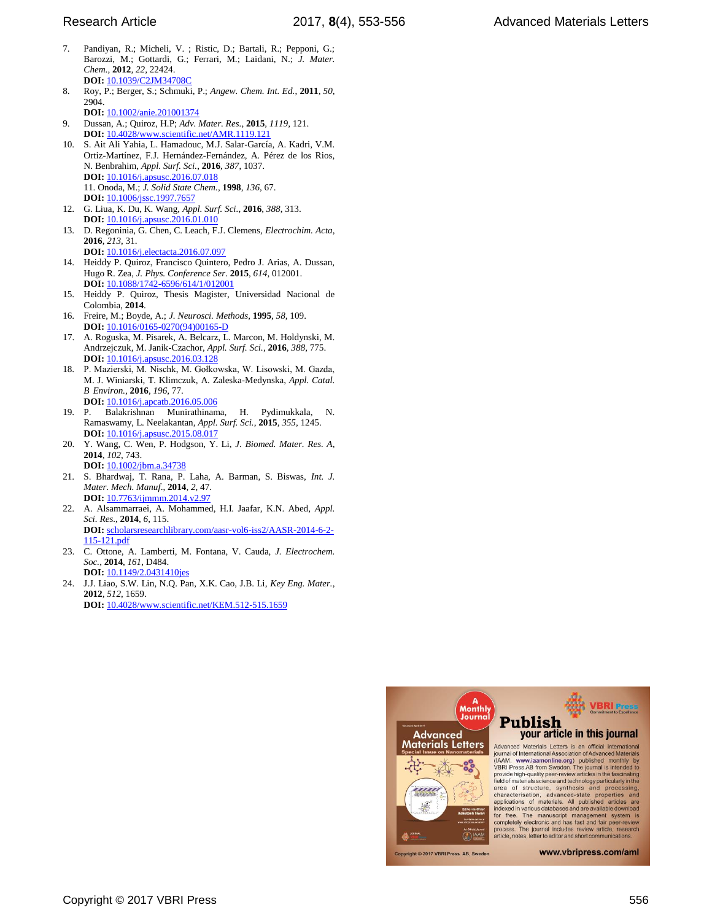7. Pandiyan, R.; Micheli, V. ; Ristic, D.; Bartali, R.; Pepponi, G.; Barozzi, M.; Gottardi, G.; Ferrari, M.; Laidani, N.; *J. Mater. Chem.*, **2012**, *22*, 22424.
   **DOI:** 10.1039/C2JM34708C
8. Roy, P.; Berger, S.; Schmuki, P.; *Angew. Chem. Int. Ed.*, **2011**, *50*, 2904.
   **DOI:** 10.1002/anie.201001374
9. Dussan, A.; Quiroz, H.P; *Adv. Mater. Res.*, **2015**, *1119*, 121.
   **DOI:** 10.4028/www.scientific.net/AMR.1119.121
10. S. Ait Ali Yahia, L. Hamadouc, M.J. Salar-García, A. Kadri, V.M. Ortiz-Martínez, F.J. Hernández-Fernández, A. Pérez de los Rios, N. Benbrahim, *Appl. Surf. Sci.*, **2016**, *387*, 1037.
    **DOI:** 10.1016/j.apsusc.2016.07.018
    11. Onoda, M.; *J. Solid State Chem.*, **1998**, *136*, 67.
    **DOI:** 10.1006/jssc.1997.7657
12. G. Liua, K. Du, K. Wang, *Appl. Surf. Sci.*, **2016**, *388*, 313.
    **DOI:** 10.1016/j.apsusc.2016.01.010
13. D. Regoninia, G. Chen, C. Leach, F.J. Clemens, *Electrochim. Acta*, **2016**, *213*, 31.
    **DOI:** 10.1016/j.electacta.2016.07.097
14. Heiddy P. Quiroz, Francisco Quintero, Pedro J. Arias, A. Dussan, Hugo R. Zea, *J. Phys. Conference Ser*. **2015**, *614*, 012001.
    **DOI:** 10.1088/1742-6596/614/1/012001
15. Heiddy P. Quiroz, Thesis Magister, Universidad Nacional de Colombia, **2014**.
16. Freire, M.; Boyde, A.; *J. Neurosci. Methods*, **1995**, *58*, 109.
    **DOI:** 10.1016/0165-0270(94)00165-D
17. A. Roguska, M. Pisarek, A. Belcarz, L. Marcon, M. Holdynski, M. Andrzejczuk, M. Janik-Czachor, *Appl. Surf. Sci.*, **2016**, *388*, 775.
    **DOI:** 10.1016/j.apsusc.2016.03.128
18. P. Mazierski, M. Nischk, M. Gołkowska, W. Lisowski, M. Gazda, M. J. Winiarski, T. Klimczuk, A. Zaleska-Medynska, *Appl. Catal. B Environ.*, **2016**, *196*, 77.
    **DOI:** 10.1016/j.apcatb.2016.05.006
19. P. Balakrishnan Munirathinama, H. Pydimukkala, N. Ramaswamy, L. Neelakantan, *Appl. Surf. Sci.*, **2015**, *355*, 1245.
    **DOI:** 10.1016/j.apsusc.2015.08.017
20. Y. Wang, C. Wen, P. Hodgson, Y. Li, *J. Biomed. Mater. Res. A*, **2014**, *102*, 743.
    **DOI:** 10.1002/jbm.a.34738
21. S. Bhardwaj, T. Rana, P. Laha, A. Barman, S. Biswas, *Int. J. Mater. Mech. Manuf.*, **2014**, *2*, 47.
    **DOI:** 10.7763/ijmmm.2014.v2.97
22. A. Alsammarraei, A. Mohammed, H.I. Jaafar, K.N. Abed, *Appl. Sci. Res.*, **2014**, *6*, 115.
    **DOI:** scholarsresearchlibrary.com/aasr-vol6-iss2/AASR-2014-6-2-115-121.pdf
23. C. Ottone, A. Lamberti, M. Fontana, V. Cauda, *J. Electrochem. Soc.*, **2014**, *161*, D484.
    **DOI:** 10.1149/2.0431410jes
24. J.J. Liao, S.W. Lin, N.Q. Pan, X.K. Cao, J.B. Li, *Key Eng. Mater.*, **2012**, *512*, 1659.
    **DOI:** 10.4028/www.scientific.net/KEM.512-515.1659

A Monthly Journal

**Publish** your article in this journal

Advanced Materials Letters is an official international journal of International Association of Advanced Materials (IAAM, www.iaamonline.org) published monthly by VBRI Press AB from Sweden. The journal is intended to provide high-quality peer-review articles in the fascinating field of materials science and technology particularly in the area of structure, synthesis and processing, characterisation, advanced-state properties and applications of materials. All published articles are indexed in various databases and are available download for free. The manuscript management system is completely electronic and has fast and fair peer-review process. The journal includes review article, research article, notes, letter to editor and short communications.

Copyright © 2017 VBRI Press AB, Sweden

www.vbripress.com/aml